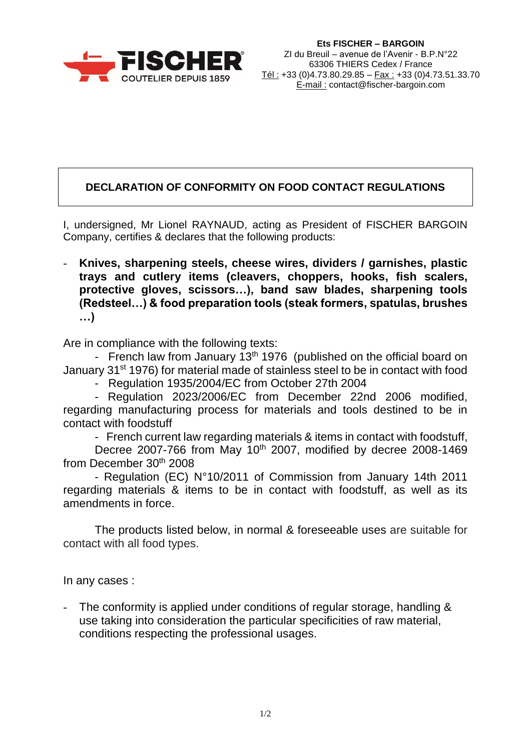**Ets FISCHER – BARGOIN**
ZI du Breuil – avenue de l'Avenir - B.P.N°22
63306 THIERS Cedex / France
Tél : +33 (0)4.73.80.29.85 – Fax : +33 (0)4.73.51.33.70
E-mail : contact@fischer-bargoin.com

## DECLARATION OF CONFORMITY ON FOOD CONTACT REGULATIONS

I, undersigned, Mr Lionel RAYNAUD, acting as President of FISCHER BARGOIN Company, certifies & declares that the following products:

- **Knives, sharpening steels, cheese wires, dividers / garnishes, plastic trays and cutlery items (cleavers, choppers, hooks, fish scalers, protective gloves, scissors…), band saw blades, sharpening tools (Redsteel…) & food preparation tools (steak formers, spatulas, brushes …)**

Are in compliance with the following texts:

- French law from January 13th 1976 (published on the official board on January 31st 1976) for material made of stainless steel to be in contact with food
- Regulation 1935/2004/EC from October 27th 2004
- Regulation 2023/2006/EC from December 22nd 2006 modified, regarding manufacturing process for materials and tools destined to be in contact with foodstuff
- French current law regarding materials & items in contact with foodstuff, Decree 2007-766 from May 10th 2007, modified by decree 2008-1469 from December 30th 2008
- Regulation (EC) N°10/2011 of Commission from January 14th 2011 regarding materials & items to be in contact with foodstuff, as well as its amendments in force.

The products listed below, in normal & foreseeable uses are suitable for contact with all food types.

In any cases :

- The conformity is applied under conditions of regular storage, handling & use taking into consideration the particular specificities of raw material, conditions respecting the professional usages.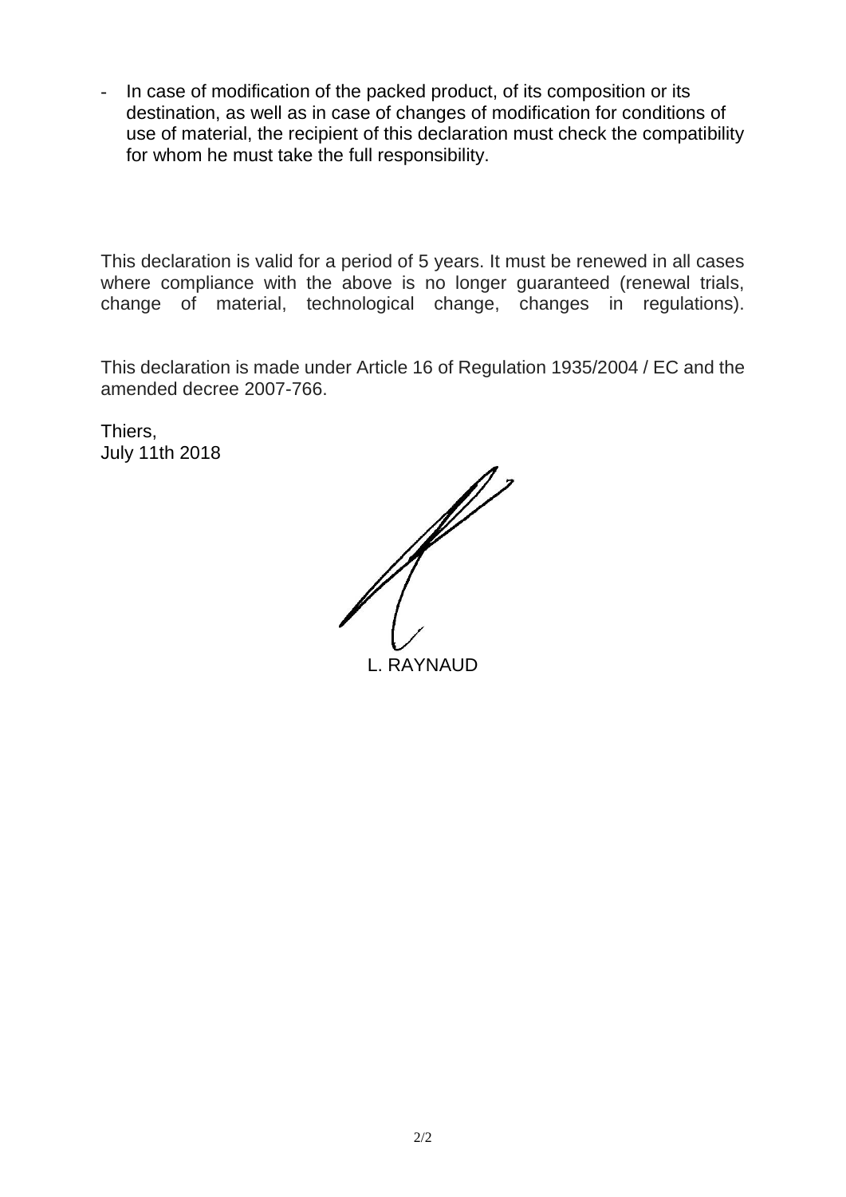- In case of modification of the packed product, of its composition or its destination, as well as in case of changes of modification for conditions of use of material, the recipient of this declaration must check the compatibility for whom he must take the full responsibility.

This declaration is valid for a period of 5 years. It must be renewed in all cases where compliance with the above is no longer guaranteed (renewal trials, change of material, technological change, changes in regulations).

This declaration is made under Article 16 of Regulation 1935/2004 / EC and the amended decree 2007-766.

Thiers,
July 11th 2018

L. RAYNAUD